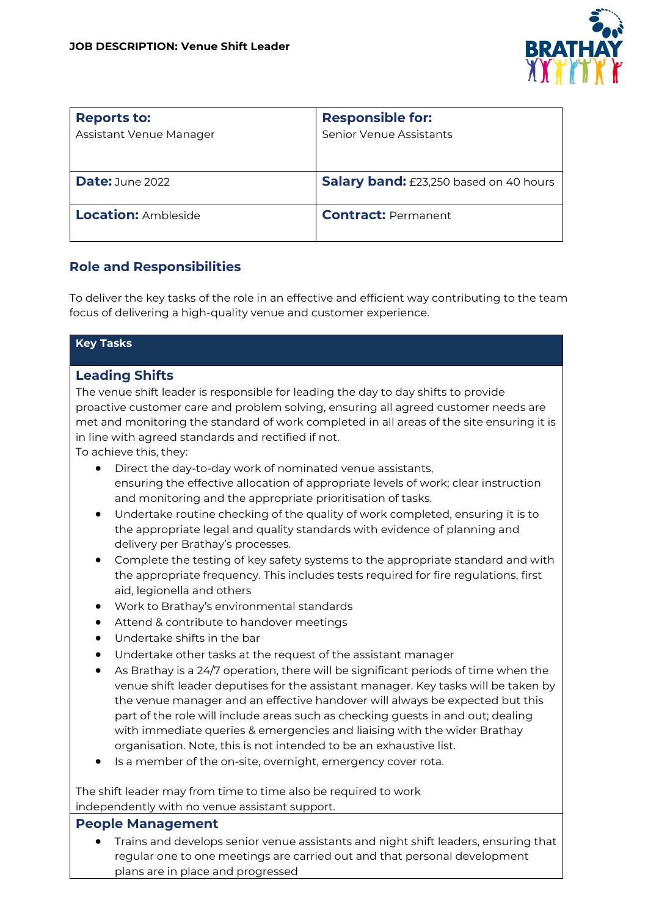**JOB DESCRIPTION: Venue Shift Leader**

| **Reports to:** Assistant Venue Manager | **Responsible for:** Senior Venue Assistants |
| --- | --- |
| **Date:** June 2022 | **Salary band:** £23,250 based on 40 hours |
| **Location:** Ambleside | **Contract:** Permanent |

## Role and Responsibilities

To deliver the key tasks of the role in an effective and efficient way contributing to the team focus of delivering a high-quality venue and customer experience.

### Key Tasks

#### Leading Shifts

The venue shift leader is responsible for leading the day to day shifts to provide proactive customer care and problem solving, ensuring all agreed customer needs are met and monitoring the standard of work completed in all areas of the site ensuring it is in line with agreed standards and rectified if not.

To achieve this, they:

- Direct the day-to-day work of nominated venue assistants, ensuring the effective allocation of appropriate levels of work; clear instruction and monitoring and the appropriate prioritisation of tasks.
- Undertake routine checking of the quality of work completed, ensuring it is to the appropriate legal and quality standards with evidence of planning and delivery per Brathay's processes.
- Complete the testing of key safety systems to the appropriate standard and with the appropriate frequency. This includes tests required for fire regulations, first aid, legionella and others
- Work to Brathay's environmental standards
- Attend & contribute to handover meetings
- Undertake shifts in the bar
- Undertake other tasks at the request of the assistant manager
- As Brathay is a 24/7 operation, there will be significant periods of time when the venue shift leader deputises for the assistant manager. Key tasks will be taken by the venue manager and an effective handover will always be expected but this part of the role will include areas such as checking guests in and out; dealing with immediate queries & emergencies and liaising with the wider Brathay organisation. Note, this is not intended to be an exhaustive list.
- Is a member of the on-site, overnight, emergency cover rota.

The shift leader may from time to time also be required to work independently with no venue assistant support.

#### People Management

- Trains and develops senior venue assistants and night shift leaders, ensuring that regular one to one meetings are carried out and that personal development plans are in place and progressed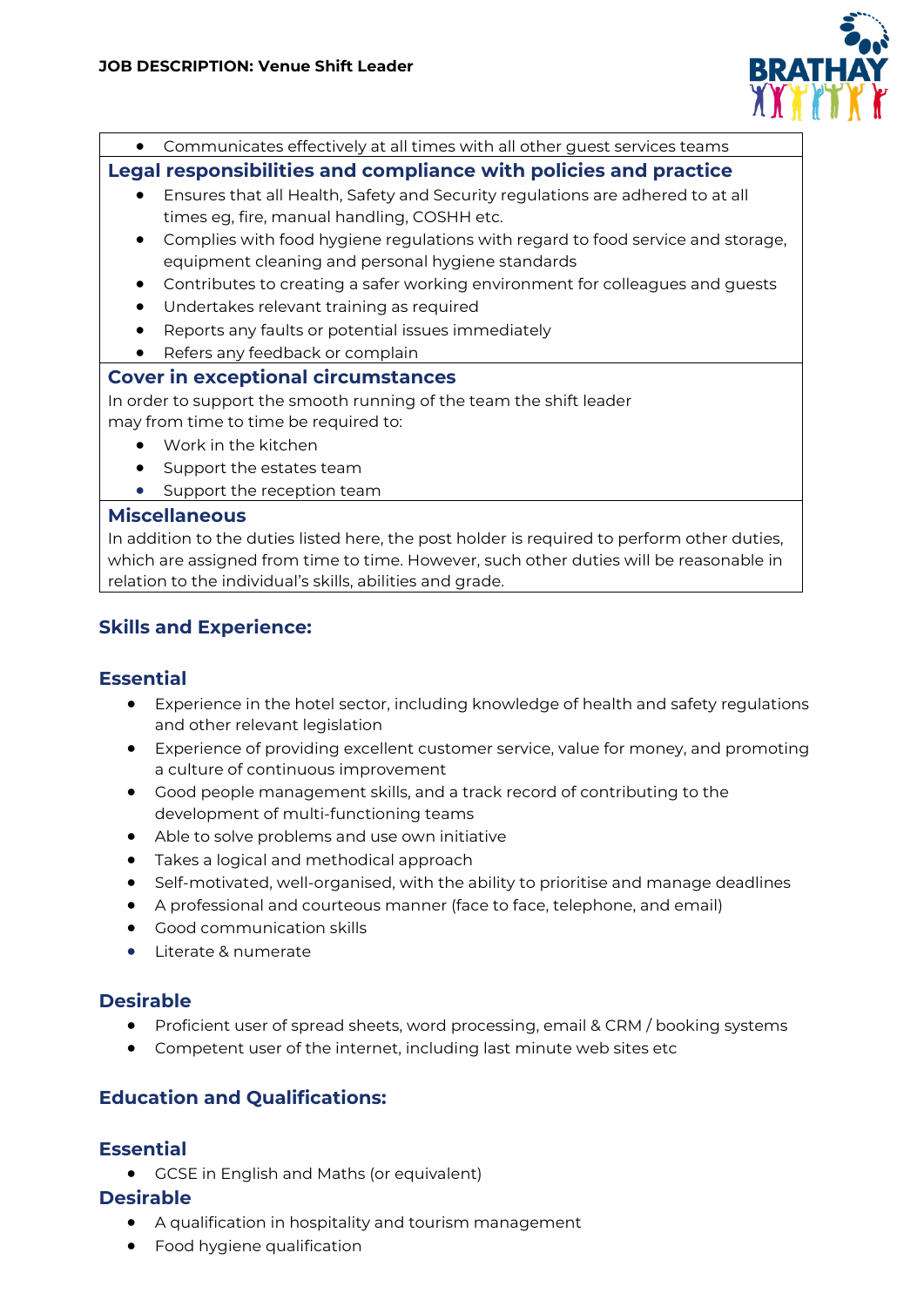- Communicates effectively at all times with all other guest services teams

### Legal responsibilities and compliance with policies and practice

- Ensures that all Health, Safety and Security regulations are adhered to at all times eg, fire, manual handling, COSHH etc.
- Complies with food hygiene regulations with regard to food service and storage, equipment cleaning and personal hygiene standards
- Contributes to creating a safer working environment for colleagues and guests
- Undertakes relevant training as required
- Reports any faults or potential issues immediately
- Refers any feedback or complain

### Cover in exceptional circumstances

In order to support the smooth running of the team the shift leader may from time to time be required to:

- Work in the kitchen
- Support the estates team
- Support the reception team

### Miscellaneous

In addition to the duties listed here, the post holder is required to perform other duties, which are assigned from time to time. However, such other duties will be reasonable in relation to the individual's skills, abilities and grade.

## Skills and Experience:

### Essential

- Experience in the hotel sector, including knowledge of health and safety regulations and other relevant legislation
- Experience of providing excellent customer service, value for money, and promoting a culture of continuous improvement
- Good people management skills, and a track record of contributing to the development of multi-functioning teams
- Able to solve problems and use own initiative
- Takes a logical and methodical approach
- Self-motivated, well-organised, with the ability to prioritise and manage deadlines
- A professional and courteous manner (face to face, telephone, and email)
- Good communication skills
- Literate & numerate

### Desirable

- Proficient user of spread sheets, word processing, email & CRM / booking systems
- Competent user of the internet, including last minute web sites etc

## Education and Qualifications:

### Essential

- GCSE in English and Maths (or equivalent)

### Desirable

- A qualification in hospitality and tourism management
- Food hygiene qualification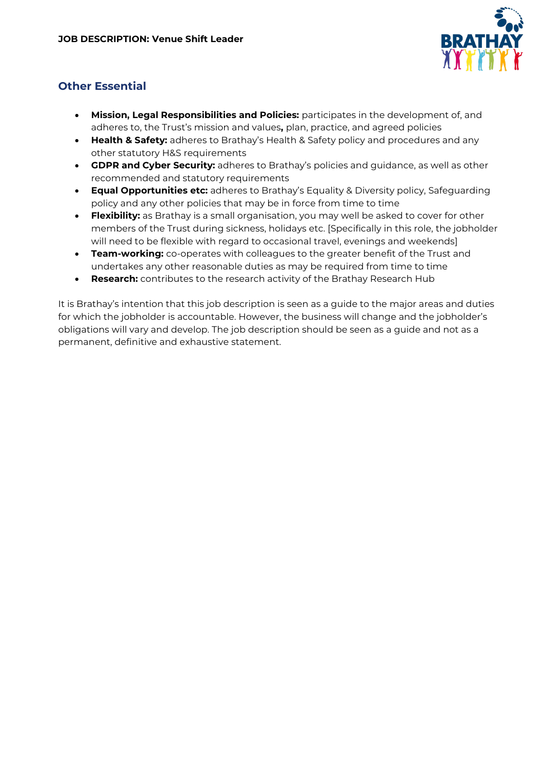## Other Essential

- **Mission, Legal Responsibilities and Policies:** participates in the development of, and adheres to, the Trust's mission and values**,** plan, practice, and agreed policies
- **Health & Safety:** adheres to Brathay's Health & Safety policy and procedures and any other statutory H&S requirements
- **GDPR and Cyber Security:** adheres to Brathay's policies and guidance, as well as other recommended and statutory requirements
- **Equal Opportunities etc:** adheres to Brathay's Equality & Diversity policy, Safeguarding policy and any other policies that may be in force from time to time
- **Flexibility:** as Brathay is a small organisation, you may well be asked to cover for other members of the Trust during sickness, holidays etc. [Specifically in this role, the jobholder will need to be flexible with regard to occasional travel, evenings and weekends]
- **Team-working:** co-operates with colleagues to the greater benefit of the Trust and undertakes any other reasonable duties as may be required from time to time
- **Research:** contributes to the research activity of the Brathay Research Hub

It is Brathay's intention that this job description is seen as a guide to the major areas and duties for which the jobholder is accountable. However, the business will change and the jobholder's obligations will vary and develop. The job description should be seen as a guide and not as a permanent, definitive and exhaustive statement.